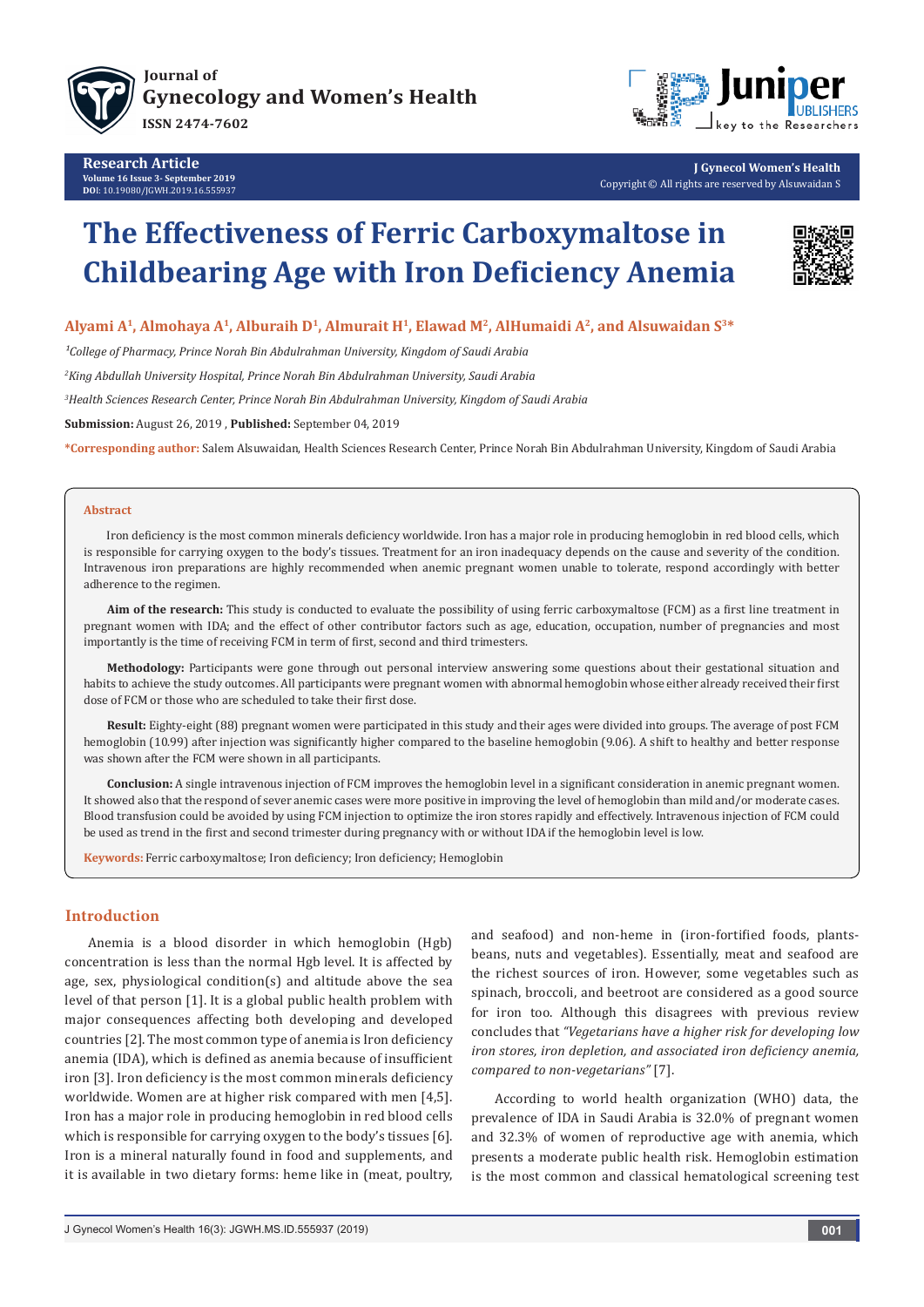Journal of Gynecology and Women's Health
ISSN 2474-7602

**Research Article**
Volume 16 Issue 3- September 2019
DOI: 10.19080/JGWH.2019.16.555937

J Gynecol Women's Health
Copyright © All rights are reserved by Alsuwaidan S

# The Effectiveness of Ferric Carboxymaltose in Childbearing Age with Iron Deficiency Anemia

**Alyami A[1], Almohaya A[1], Alburaih D[1], Almurait H[1], Elawad M[2], AlHumaidi A[2], and Alsuwaidan S[3]***

[1]*College of Pharmacy, Prince Norah Bin Abdulrahman University, Kingdom of Saudi Arabia*

[2]*King Abdullah University Hospital, Prince Norah Bin Abdulrahman University, Saudi Arabia*

[3]*Health Sciences Research Center, Prince Norah Bin Abdulrahman University, Kingdom of Saudi Arabia*

**Submission:** August 26, 2019 , **Published:** September 04, 2019

***Corresponding author:** Salem Alsuwaidan, Health Sciences Research Center, Prince Norah Bin Abdulrahman University, Kingdom of Saudi Arabia

## Abstract

Iron deficiency is the most common minerals deficiency worldwide. Iron has a major role in producing hemoglobin in red blood cells, which is responsible for carrying oxygen to the body's tissues. Treatment for an iron inadequacy depends on the cause and severity of the condition. Intravenous iron preparations are highly recommended when anemic pregnant women unable to tolerate, respond accordingly with better adherence to the regimen.

**Aim of the research:** This study is conducted to evaluate the possibility of using ferric carboxymaltose (FCM) as a first line treatment in pregnant women with IDA; and the effect of other contributor factors such as age, education, occupation, number of pregnancies and most importantly is the time of receiving FCM in term of first, second and third trimesters.

**Methodology:** Participants were gone through out personal interview answering some questions about their gestational situation and habits to achieve the study outcomes. All participants were pregnant women with abnormal hemoglobin whose either already received their first dose of FCM or those who are scheduled to take their first dose.

**Result:** Eighty-eight (88) pregnant women were participated in this study and their ages were divided into groups. The average of post FCM hemoglobin (10.99) after injection was significantly higher compared to the baseline hemoglobin (9.06). A shift to healthy and better response was shown after the FCM were shown in all participants.

**Conclusion:** A single intravenous injection of FCM improves the hemoglobin level in a significant consideration in anemic pregnant women. It showed also that the respond of sever anemic cases were more positive in improving the level of hemoglobin than mild and/or moderate cases. Blood transfusion could be avoided by using FCM injection to optimize the iron stores rapidly and effectively. Intravenous injection of FCM could be used as trend in the first and second trimester during pregnancy with or without IDA if the hemoglobin level is low.

**Keywords:** Ferric carboxymaltose; Iron deficiency; Iron deficiency; Hemoglobin

## Introduction

Anemia is a blood disorder in which hemoglobin (Hgb) concentration is less than the normal Hgb level. It is affected by age, sex, physiological condition(s) and altitude above the sea level of that person [1]. It is a global public health problem with major consequences affecting both developing and developed countries [2]. The most common type of anemia is Iron deficiency anemia (IDA), which is defined as anemia because of insufficient iron [3]. Iron deficiency is the most common minerals deficiency worldwide. Women are at higher risk compared with men [4,5]. Iron has a major role in producing hemoglobin in red blood cells which is responsible for carrying oxygen to the body's tissues [6]. Iron is a mineral naturally found in food and supplements, and it is available in two dietary forms: heme like in (meat, poultry, and seafood) and non-heme in (iron-fortified foods, plants-beans, nuts and vegetables). Essentially, meat and seafood are the richest sources of iron. However, some vegetables such as spinach, broccoli, and beetroot are considered as a good source for iron too. Although this disagrees with previous review concludes that *"Vegetarians have a higher risk for developing low iron stores, iron depletion, and associated iron deficiency anemia, compared to non-vegetarians"* [7].

According to world health organization (WHO) data, the prevalence of IDA in Saudi Arabia is 32.0% of pregnant women and 32.3% of women of reproductive age with anemia, which presents a moderate public health risk. Hemoglobin estimation is the most common and classical hematological screening test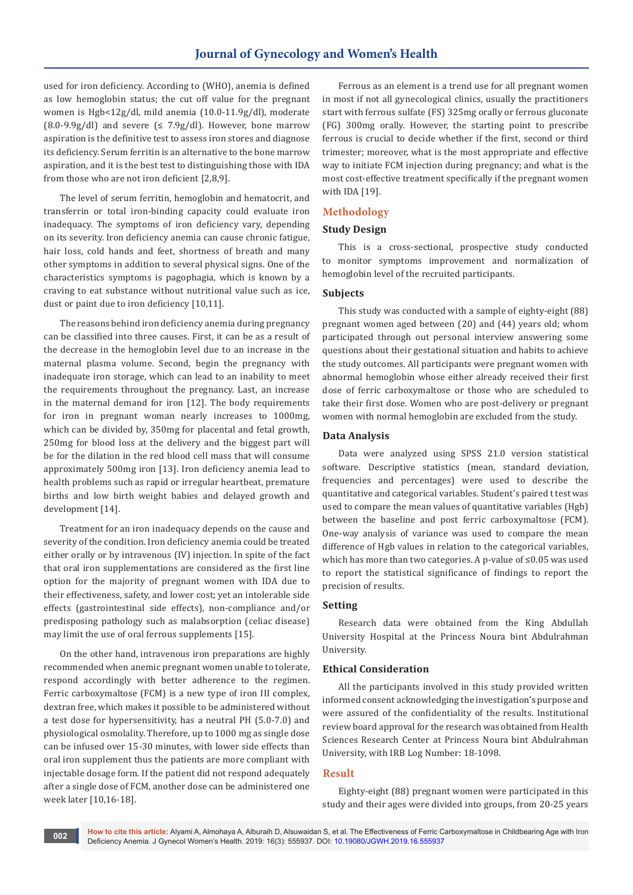used for iron deficiency. According to (WHO), anemia is defined as low hemoglobin status; the cut off value for the pregnant women is Hgb<12g/dl, mild anemia (10.0-11.9g/dl), moderate (8.0-9.9g/dl) and severe (≤ 7.9g/dl). However, bone marrow aspiration is the definitive test to assess iron stores and diagnose its deficiency. Serum ferritin is an alternative to the bone marrow aspiration, and it is the best test to distinguishing those with IDA from those who are not iron deficient [2,8,9].

The level of serum ferritin, hemoglobin and hematocrit, and transferrin or total iron-binding capacity could evaluate iron inadequacy. The symptoms of iron deficiency vary, depending on its severity. Iron deficiency anemia can cause chronic fatigue, hair loss, cold hands and feet, shortness of breath and many other symptoms in addition to several physical signs. One of the characteristics symptoms is pagophagia, which is known by a craving to eat substance without nutritional value such as ice, dust or paint due to iron deficiency [10,11].

The reasons behind iron deficiency anemia during pregnancy can be classified into three causes. First, it can be as a result of the decrease in the hemoglobin level due to an increase in the maternal plasma volume. Second, begin the pregnancy with inadequate iron storage, which can lead to an inability to meet the requirements throughout the pregnancy. Last, an increase in the maternal demand for iron [12]. The body requirements for iron in pregnant woman nearly increases to 1000mg, which can be divided by, 350mg for placental and fetal growth, 250mg for blood loss at the delivery and the biggest part will be for the dilation in the red blood cell mass that will consume approximately 500mg iron [13]. Iron deficiency anemia lead to health problems such as rapid or irregular heartbeat, premature births and low birth weight babies and delayed growth and development [14].

Treatment for an iron inadequacy depends on the cause and severity of the condition. Iron deficiency anemia could be treated either orally or by intravenous (IV) injection. In spite of the fact that oral iron supplementations are considered as the first line option for the majority of pregnant women with IDA due to their effectiveness, safety, and lower cost; yet an intolerable side effects (gastrointestinal side effects), non-compliance and/or predisposing pathology such as malabsorption (celiac disease) may limit the use of oral ferrous supplements [15].

On the other hand, intravenous iron preparations are highly recommended when anemic pregnant women unable to tolerate, respond accordingly with better adherence to the regimen. Ferric carboxymaltose (FCM) is a new type of iron III complex, dextran free, which makes it possible to be administered without a test dose for hypersensitivity, has a neutral PH (5.0-7.0) and physiological osmolality. Therefore, up to 1000 mg as single dose can be infused over 15-30 minutes, with lower side effects than oral iron supplement thus the patients are more compliant with injectable dosage form. If the patient did not respond adequately after a single dose of FCM, another dose can be administered one week later [10,16-18].

Ferrous as an element is a trend use for all pregnant women in most if not all gynecological clinics, usually the practitioners start with ferrous sulfate (FS) 325mg orally or ferrous gluconate (FG) 300mg orally. However, the starting point to prescribe ferrous is crucial to decide whether if the first, second or third trimester; moreover, what is the most appropriate and effective way to initiate FCM injection during pregnancy; and what is the most cost-effective treatment specifically if the pregnant women with IDA [19].

## Methodology

### Study Design

This is a cross-sectional, prospective study conducted to monitor symptoms improvement and normalization of hemoglobin level of the recruited participants.

### Subjects

This study was conducted with a sample of eighty-eight (88) pregnant women aged between (20) and (44) years old; whom participated through out personal interview answering some questions about their gestational situation and habits to achieve the study outcomes. All participants were pregnant women with abnormal hemoglobin whose either already received their first dose of ferric carboxymaltose or those who are scheduled to take their first dose. Women who are post-delivery or pregnant women with normal hemoglobin are excluded from the study.

### Data Analysis

Data were analyzed using SPSS 21.0 version statistical software. Descriptive statistics (mean, standard deviation, frequencies and percentages) were used to describe the quantitative and categorical variables. Student's paired t test was used to compare the mean values of quantitative variables (Hgb) between the baseline and post ferric carboxymaltose (FCM). One-way analysis of variance was used to compare the mean difference of Hgb values in relation to the categorical variables, which has more than two categories. A p-value of ≤0.05 was used to report the statistical significance of findings to report the precision of results.

### Setting

Research data were obtained from the King Abdullah University Hospital at the Princess Noura bint Abdulrahman University.

### Ethical Consideration

All the participants involved in this study provided written informed consent acknowledging the investigation's purpose and were assured of the confidentiality of the results. Institutional review board approval for the research was obtained from Health Sciences Research Center at Princess Noura bint Abdulrahman University, with IRB Log Number: 18-1098.

## Result

Eighty-eight (88) pregnant women were participated in this study and their ages were divided into groups, from 20-25 years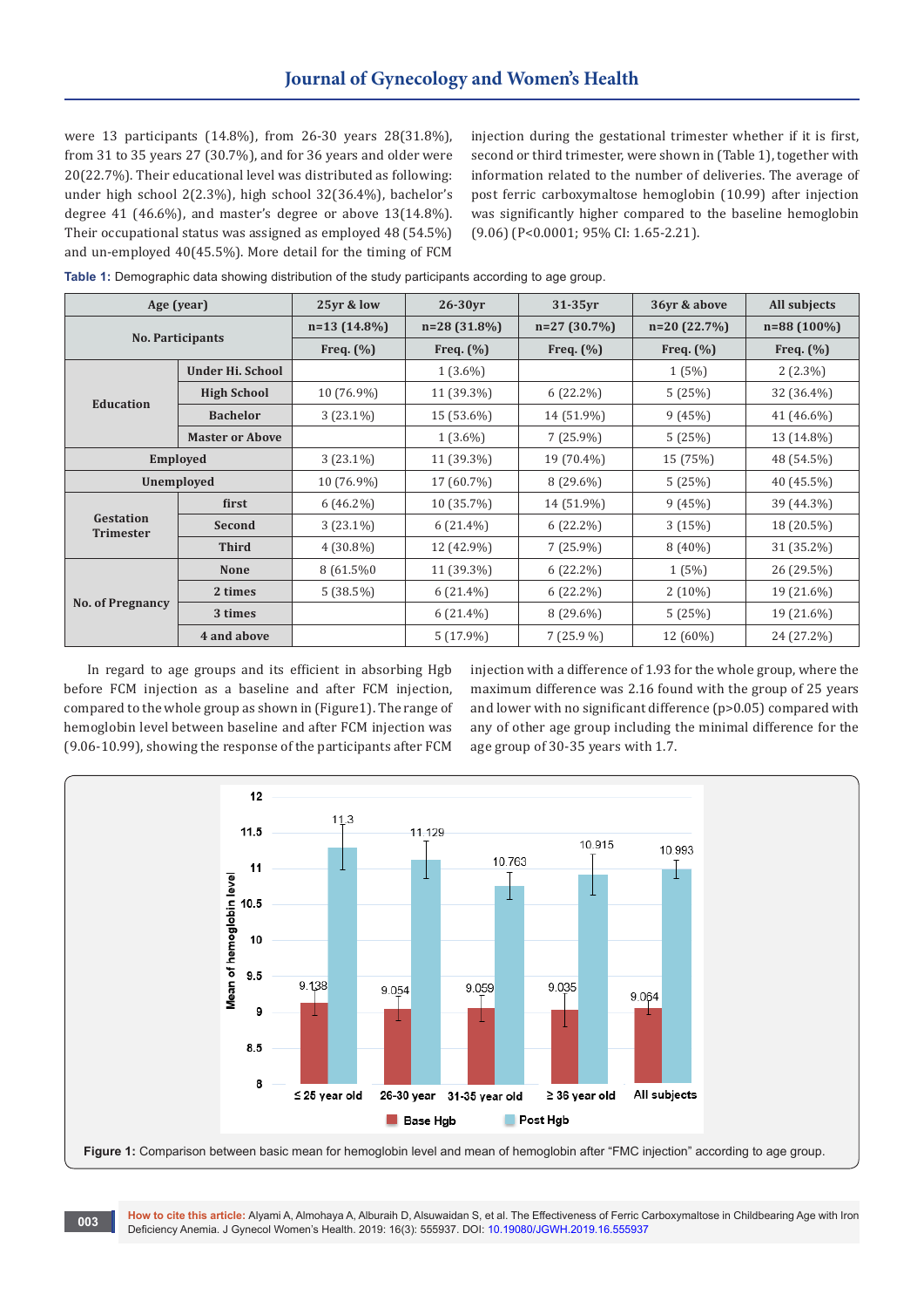were 13 participants (14.8%), from 26-30 years 28(31.8%), from 31 to 35 years 27 (30.7%), and for 36 years and older were 20(22.7%). Their educational level was distributed as following: under high school 2(2.3%), high school 32(36.4%), bachelor's degree 41 (46.6%), and master's degree or above 13(14.8%). Their occupational status was assigned as employed 48 (54.5%) and un-employed 40(45.5%). More detail for the timing of FCM injection during the gestational trimester whether if it is first, second or third trimester, were shown in (Table 1), together with information related to the number of deliveries. The average of post ferric carboxymaltose hemoglobin (10.99) after injection was significantly higher compared to the baseline hemoglobin (9.06) (P<0.0001; 95% CI: 1.65-2.21).

**Table 1:** Demographic data showing distribution of the study participants according to age group.

| Age (year) | | 25yr & low | 26-30yr | 31-35yr | 36yr & above | All subjects |
|---|---|---|---|---|---|---|
| No. Participants | | n=13 (14.8%) | n=28 (31.8%) | n=27 (30.7%) | n=20 (22.7%) | n=88 (100%) |
| | | Freq. (%) | Freq. (%) | Freq. (%) | Freq. (%) | Freq. (%) |
| Education | Under Hi. School | | 1 (3.6%) | | 1 (5%) | 2 (2.3%) |
| | High School | 10 (76.9%) | 11 (39.3%) | 6 (22.2%) | 5 (25%) | 32 (36.4%) |
| | Bachelor | 3 (23.1%) | 15 (53.6%) | 14 (51.9%) | 9 (45%) | 41 (46.6%) |
| | Master or Above | | 1 (3.6%) | 7 (25.9%) | 5 (25%) | 13 (14.8%) |
| Employed | | 3 (23.1%) | 11 (39.3%) | 19 (70.4%) | 15 (75%) | 48 (54.5%) |
| Unemployed | | 10 (76.9%) | 17 (60.7%) | 8 (29.6%) | 5 (25%) | 40 (45.5%) |
| Gestation Trimester | first | 6 (46.2%) | 10 (35.7%) | 14 (51.9%) | 9 (45%) | 39 (44.3%) |
| | Second | 3 (23.1%) | 6 (21.4%) | 6 (22.2%) | 3 (15%) | 18 (20.5%) |
| | Third | 4 (30.8%) | 12 (42.9%) | 7 (25.9%) | 8 (40%) | 31 (35.2%) |
| No. of Pregnancy | None | 8 (61.5%0 | 11 (39.3%) | 6 (22.2%) | 1 (5%) | 26 (29.5%) |
| | 2 times | 5 (38.5%) | 6 (21.4%) | 6 (22.2%) | 2 (10%) | 19 (21.6%) |
| | 3 times | | 6 (21.4%) | 8 (29.6%) | 5 (25%) | 19 (21.6%) |
| | 4 and above | | 5 (17.9%) | 7 (25.9 %) | 12 (60%) | 24 (27.2%) |

In regard to age groups and its efficient in absorbing Hgb before FCM injection as a baseline and after FCM injection, compared to the whole group as shown in (Figure1). The range of hemoglobin level between baseline and after FCM injection was (9.06-10.99), showing the response of the participants after FCM injection with a difference of 1.93 for the whole group, where the maximum difference was 2.16 found with the group of 25 years and lower with no significant difference (p>0.05) compared with any of other age group including the minimal difference for the age group of 30-35 years with 1.7.

**Figure 1:** Comparison between basic mean for hemoglobin level and mean of hemoglobin after "FMC injection" according to age group.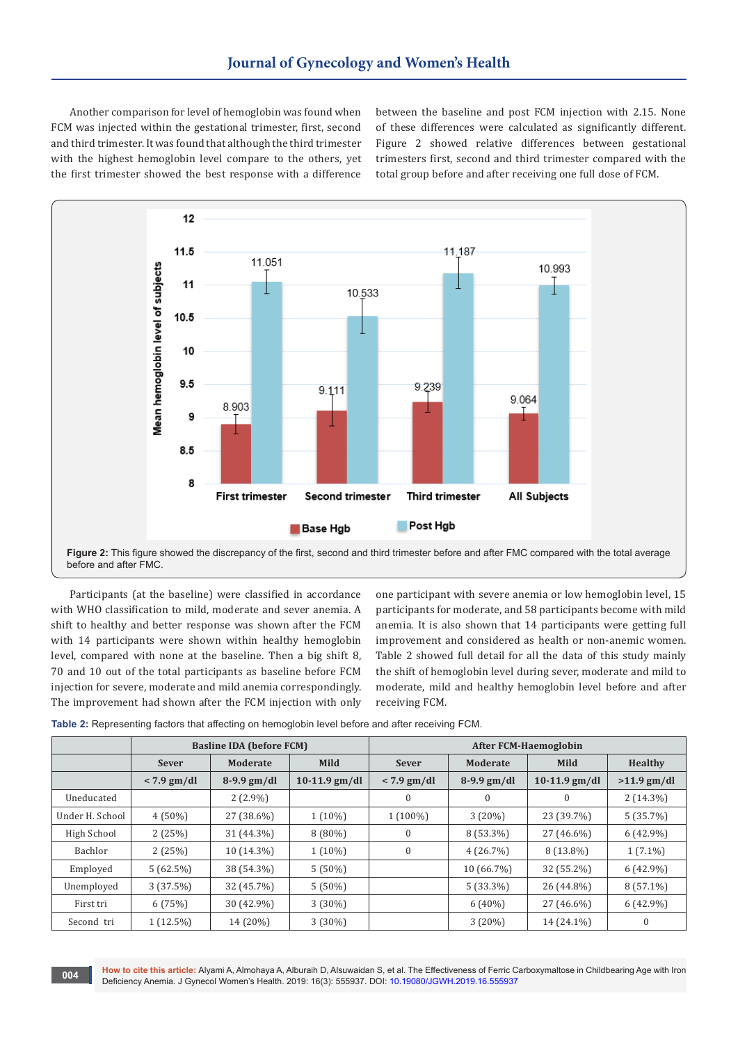Another comparison for level of hemoglobin was found when FCM was injected within the gestational trimester, first, second and third trimester. It was found that although the third trimester with the highest hemoglobin level compare to the others, yet the first trimester showed the best response with a difference between the baseline and post FCM injection with 2.15. None of these differences were calculated as significantly different. Figure 2 showed relative differences between gestational trimesters first, second and third trimester compared with the total group before and after receiving one full dose of FCM.

**Figure 2:** This figure showed the discrepancy of the first, second and third trimester before and after FMC compared with the total average before and after FMC.

Participants (at the baseline) were classified in accordance with WHO classification to mild, moderate and sever anemia. A shift to healthy and better response was shown after the FCM with 14 participants were shown within healthy hemoglobin level, compared with none at the baseline. Then a big shift 8, 70 and 10 out of the total participants as baseline before FCM injection for severe, moderate and mild anemia correspondingly. The improvement had shown after the FCM injection with only one participant with severe anemia or low hemoglobin level, 15 participants for moderate, and 58 participants become with mild anemia. It is also shown that 14 participants were getting full improvement and considered as health or non-anemic women. Table 2 showed full detail for all the data of this study mainly the shift of hemoglobin level during sever, moderate and mild to moderate, mild and healthy hemoglobin level before and after receiving FCM.

**Table 2:** Representing factors that affecting on hemoglobin level before and after receiving FCM.

| | Basline IDA (before FCM) | | | After FCM-Haemoglobin | | | |
|---|---|---|---|---|---|---|---|
| | Sever | Moderate | Mild | Sever | Moderate | Mild | Healthy |
| | < 7.9 gm/dl | 8-9.9 gm/dl | 10-11.9 gm/dl | < 7.9 gm/dl | 8-9.9 gm/dl | 10-11.9 gm/dl | >11.9 gm/dl |
| Uneducated | | 2 (2.9%) | | 0 | 0 | 0 | 2 (14.3%) |
| Under H. School | 4 (50%) | 27 (38.6%) | 1 (10%) | 1 (100%) | 3 (20%) | 23 (39.7%) | 5 (35.7%) |
| High School | 2 (25%) | 31 (44.3%) | 8 (80%) | 0 | 8 (53.3%) | 27 (46.6%) | 6 (42.9%) |
| Bachlor | 2 (25%) | 10 (14.3%) | 1 (10%) | 0 | 4 (26.7%) | 8 (13.8%) | 1 (7.1%) |
| Employed | 5 (62.5%) | 38 (54.3%) | 5 (50%) | | 10 (66.7%) | 32 (55.2%) | 6 (42.9%) |
| Unemployed | 3 (37.5%) | 32 (45.7%) | 5 (50%) | | 5 (33.3%) | 26 (44.8%) | 8 (57.1%) |
| First tri | 6 (75%) | 30 (42.9%) | 3 (30%) | | 6 (40%) | 27 (46.6%) | 6 (42.9%) |
| Second tri | 1 (12.5%) | 14 (20%) | 3 (30%) | | 3 (20%) | 14 (24.1%) | 0 |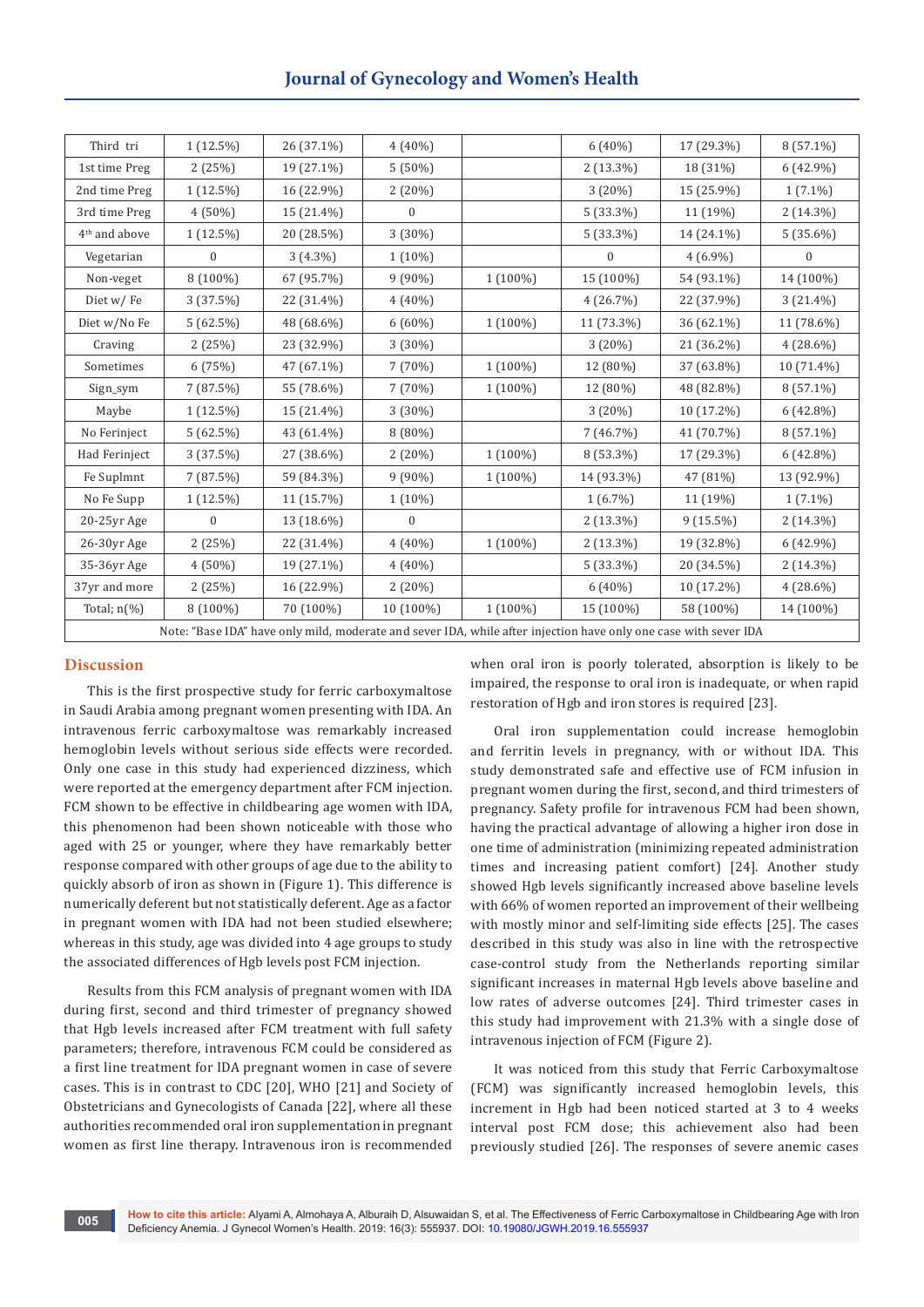| | | | | | | | |
|---|---|---|---|---|---|---|---|
| Third tri | 1 (12.5%) | 26 (37.1%) | 4 (40%) | | 6 (40%) | 17 (29.3%) | 8 (57.1%) |
| 1st time Preg | 2 (25%) | 19 (27.1%) | 5 (50%) | | 2 (13.3%) | 18 (31%) | 6 (42.9%) |
| 2nd time Preg | 1 (12.5%) | 16 (22.9%) | 2 (20%) | | 3 (20%) | 15 (25.9%) | 1 (7.1%) |
| 3rd time Preg | 4 (50%) | 15 (21.4%) | 0 | | 5 (33.3%) | 11 (19%) | 2 (14.3%) |
| 4th and above | 1 (12.5%) | 20 (28.5%) | 3 (30%) | | 5 (33.3%) | 14 (24.1%) | 5 (35.6%) |
| Vegetarian | 0 | 3 (4.3%) | 1 (10%) | | 0 | 4 (6.9%) | 0 |
| Non-veget | 8 (100%) | 67 (95.7%) | 9 (90%) | 1 (100%) | 15 (100%) | 54 (93.1%) | 14 (100%) |
| Diet w/ Fe | 3 (37.5%) | 22 (31.4%) | 4 (40%) | | 4 (26.7%) | 22 (37.9%) | 3 (21.4%) |
| Diet w/No Fe | 5 (62.5%) | 48 (68.6%) | 6 (60%) | 1 (100%) | 11 (73.3%) | 36 (62.1%) | 11 (78.6%) |
| Craving | 2 (25%) | 23 (32.9%) | 3 (30%) | | 3 (20%) | 21 (36.2%) | 4 (28.6%) |
| Sometimes | 6 (75%) | 47 (67.1%) | 7 (70%) | 1 (100%) | 12 (80%) | 37 (63.8%) | 10 (71.4%) |
| Sign_sym | 7 (87.5%) | 55 (78.6%) | 7 (70%) | 1 (100%) | 12 (80%) | 48 (82.8%) | 8 (57.1%) |
| Maybe | 1 (12.5%) | 15 (21.4%) | 3 (30%) | | 3 (20%) | 10 (17.2%) | 6 (42.8%) |
| No Ferinject | 5 (62.5%) | 43 (61.4%) | 8 (80%) | | 7 (46.7%) | 41 (70.7%) | 8 (57.1%) |
| Had Ferinject | 3 (37.5%) | 27 (38.6%) | 2 (20%) | 1 (100%) | 8 (53.3%) | 17 (29.3%) | 6 (42.8%) |
| Fe Suplmnt | 7 (87.5%) | 59 (84.3%) | 9 (90%) | 1 (100%) | 14 (93.3%) | 47 (81%) | 13 (92.9%) |
| No Fe Supp | 1 (12.5%) | 11 (15.7%) | 1 (10%) | | 1 (6.7%) | 11 (19%) | 1 (7.1%) |
| 20-25yr Age | 0 | 13 (18.6%) | 0 | | 2 (13.3%) | 9 (15.5%) | 2 (14.3%) |
| 26-30yr Age | 2 (25%) | 22 (31.4%) | 4 (40%) | 1 (100%) | 2 (13.3%) | 19 (32.8%) | 6 (42.9%) |
| 35-36yr Age | 4 (50%) | 19 (27.1%) | 4 (40%) | | 5 (33.3%) | 20 (34.5%) | 2 (14.3%) |
| 37yr and more | 2 (25%) | 16 (22.9%) | 2 (20%) | | 6 (40%) | 10 (17.2%) | 4 (28.6%) |
| Total; n(%) | 8 (100%) | 70 (100%) | 10 (100%) | 1 (100%) | 15 (100%) | 58 (100%) | 14 (100%) |
| Note: "Base IDA" have only mild, moderate and sever IDA, while after injection have only one case with sever IDA | | | | | | | |

## Discussion

This is the first prospective study for ferric carboxymaltose in Saudi Arabia among pregnant women presenting with IDA. An intravenous ferric carboxymaltose was remarkably increased hemoglobin levels without serious side effects were recorded. Only one case in this study had experienced dizziness, which were reported at the emergency department after FCM injection. FCM shown to be effective in childbearing age women with IDA, this phenomenon had been shown noticeable with those who aged with 25 or younger, where they have remarkably better response compared with other groups of age due to the ability to quickly absorb of iron as shown in (Figure 1). This difference is numerically deferent but not statistically deferent. Age as a factor in pregnant women with IDA had not been studied elsewhere; whereas in this study, age was divided into 4 age groups to study the associated differences of Hgb levels post FCM injection.

Results from this FCM analysis of pregnant women with IDA during first, second and third trimester of pregnancy showed that Hgb levels increased after FCM treatment with full safety parameters; therefore, intravenous FCM could be considered as a first line treatment for IDA pregnant women in case of severe cases. This is in contrast to CDC [20], WHO [21] and Society of Obstetricians and Gynecologists of Canada [22], where all these authorities recommended oral iron supplementation in pregnant women as first line therapy. Intravenous iron is recommended when oral iron is poorly tolerated, absorption is likely to be impaired, the response to oral iron is inadequate, or when rapid restoration of Hgb and iron stores is required [23].

Oral iron supplementation could increase hemoglobin and ferritin levels in pregnancy, with or without IDA. This study demonstrated safe and effective use of FCM infusion in pregnant women during the first, second, and third trimesters of pregnancy. Safety profile for intravenous FCM had been shown, having the practical advantage of allowing a higher iron dose in one time of administration (minimizing repeated administration times and increasing patient comfort) [24]. Another study showed Hgb levels significantly increased above baseline levels with 66% of women reported an improvement of their wellbeing with mostly minor and self-limiting side effects [25]. The cases described in this study was also in line with the retrospective case-control study from the Netherlands reporting similar significant increases in maternal Hgb levels above baseline and low rates of adverse outcomes [24]. Third trimester cases in this study had improvement with 21.3% with a single dose of intravenous injection of FCM (Figure 2).

It was noticed from this study that Ferric Carboxymaltose (FCM) was significantly increased hemoglobin levels, this increment in Hgb had been noticed started at 3 to 4 weeks interval post FCM dose; this achievement also had been previously studied [26]. The responses of severe anemic cases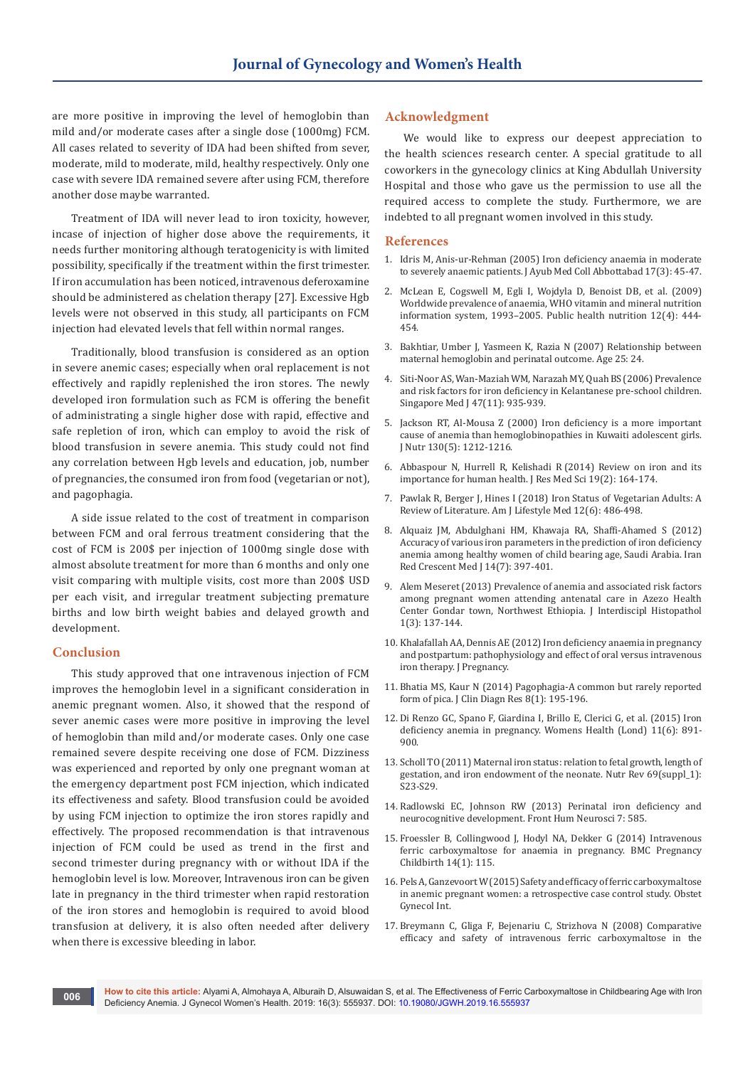are more positive in improving the level of hemoglobin than mild and/or moderate cases after a single dose (1000mg) FCM. All cases related to severity of IDA had been shifted from sever, moderate, mild to moderate, mild, healthy respectively. Only one case with severe IDA remained severe after using FCM, therefore another dose maybe warranted.

Treatment of IDA will never lead to iron toxicity, however, incase of injection of higher dose above the requirements, it needs further monitoring although teratogenicity is with limited possibility, specifically if the treatment within the first trimester. If iron accumulation has been noticed, intravenous deferoxamine should be administered as chelation therapy [27]. Excessive Hgb levels were not observed in this study, all participants on FCM injection had elevated levels that fell within normal ranges.

Traditionally, blood transfusion is considered as an option in severe anemic cases; especially when oral replacement is not effectively and rapidly replenished the iron stores. The newly developed iron formulation such as FCM is offering the benefit of administrating a single higher dose with rapid, effective and safe repletion of iron, which can employ to avoid the risk of blood transfusion in severe anemia. This study could not find any correlation between Hgb levels and education, job, number of pregnancies, the consumed iron from food (vegetarian or not), and pagophagia.

A side issue related to the cost of treatment in comparison between FCM and oral ferrous treatment considering that the cost of FCM is 200$ per injection of 1000mg single dose with almost absolute treatment for more than 6 months and only one visit comparing with multiple visits, cost more than 200$ USD per each visit, and irregular treatment subjecting premature births and low birth weight babies and delayed growth and development.

## Conclusion

This study approved that one intravenous injection of FCM improves the hemoglobin level in a significant consideration in anemic pregnant women. Also, it showed that the respond of sever anemic cases were more positive in improving the level of hemoglobin than mild and/or moderate cases. Only one case remained severe despite receiving one dose of FCM. Dizziness was experienced and reported by only one pregnant woman at the emergency department post FCM injection, which indicated its effectiveness and safety. Blood transfusion could be avoided by using FCM injection to optimize the iron stores rapidly and effectively. The proposed recommendation is that intravenous injection of FCM could be used as trend in the first and second trimester during pregnancy with or without IDA if the hemoglobin level is low. Moreover, Intravenous iron can be given late in pregnancy in the third trimester when rapid restoration of the iron stores and hemoglobin is required to avoid blood transfusion at delivery, it is also often needed after delivery when there is excessive bleeding in labor.

## Acknowledgment

We would like to express our deepest appreciation to the health sciences research center. A special gratitude to all coworkers in the gynecology clinics at King Abdullah University Hospital and those who gave us the permission to use all the required access to complete the study. Furthermore, we are indebted to all pregnant women involved in this study.

## References

1. Idris M, Anis-ur-Rehman (2005) Iron deficiency anaemia in moderate to severely anaemic patients. J Ayub Med Coll Abbottabad 17(3): 45-47.
2. McLean E, Cogswell M, Egli I, Wojdyla D, Benoist DB, et al. (2009) Worldwide prevalence of anaemia, WHO vitamin and mineral nutrition information system, 1993–2005. Public health nutrition 12(4): 444-454.
3. Bakhtiar, Umber J, Yasmeen K, Razia N (2007) Relationship between maternal hemoglobin and perinatal outcome. Age 25: 24.
4. Siti-Noor AS, Wan-Maziah WM, Narazah MY, Quah BS (2006) Prevalence and risk factors for iron deficiency in Kelantanese pre-school children. Singapore Med J 47(11): 935-939.
5. Jackson RT, Al-Mousa Z (2000) Iron deficiency is a more important cause of anemia than hemoglobinopathies in Kuwaiti adolescent girls. J Nutr 130(5): 1212-1216.
6. Abbaspour N, Hurrell R, Kelishadi R (2014) Review on iron and its importance for human health. J Res Med Sci 19(2): 164-174.
7. Pawlak R, Berger J, Hines I (2018) Iron Status of Vegetarian Adults: A Review of Literature. Am J Lifestyle Med 12(6): 486-498.
8. Alquaiz JM, Abdulghani HM, Khawaja RA, Shaffi-Ahamed S (2012) Accuracy of various iron parameters in the prediction of iron deficiency anemia among healthy women of child bearing age, Saudi Arabia. Iran Red Crescent Med J 14(7): 397-401.
9. Alem Meseret (2013) Prevalence of anemia and associated risk factors among pregnant women attending antenatal care in Azezo Health Center Gondar town, Northwest Ethiopia. J Interdiscipl Histopathol 1(3): 137-144.
10. Khalafallah AA, Dennis AE (2012) Iron deficiency anaemia in pregnancy and postpartum: pathophysiology and effect of oral versus intravenous iron therapy. J Pregnancy.
11. Bhatia MS, Kaur N (2014) Pagophagia-A common but rarely reported form of pica. J Clin Diagn Res 8(1): 195-196.
12. Di Renzo GC, Spano F, Giardina I, Brillo E, Clerici G, et al. (2015) Iron deficiency anemia in pregnancy. Womens Health (Lond) 11(6): 891-900.
13. Scholl TO (2011) Maternal iron status: relation to fetal growth, length of gestation, and iron endowment of the neonate. Nutr Rev 69(suppl_1): S23-S29.
14. Radlowski EC, Johnson RW (2013) Perinatal iron deficiency and neurocognitive development. Front Hum Neurosci 7: 585.
15. Froessler B, Collingwood J, Hodyl NA, Dekker G (2014) Intravenous ferric carboxymaltose for anaemia in pregnancy. BMC Pregnancy Childbirth 14(1): 115.
16. Pels A, Ganzevoort W (2015) Safety and efficacy of ferric carboxymaltose in anemic pregnant women: a retrospective case control study. Obstet Gynecol Int.
17. Breymann C, Gliga F, Bejenariu C, Strizhova N (2008) Comparative efficacy and safety of intravenous ferric carboxymaltose in the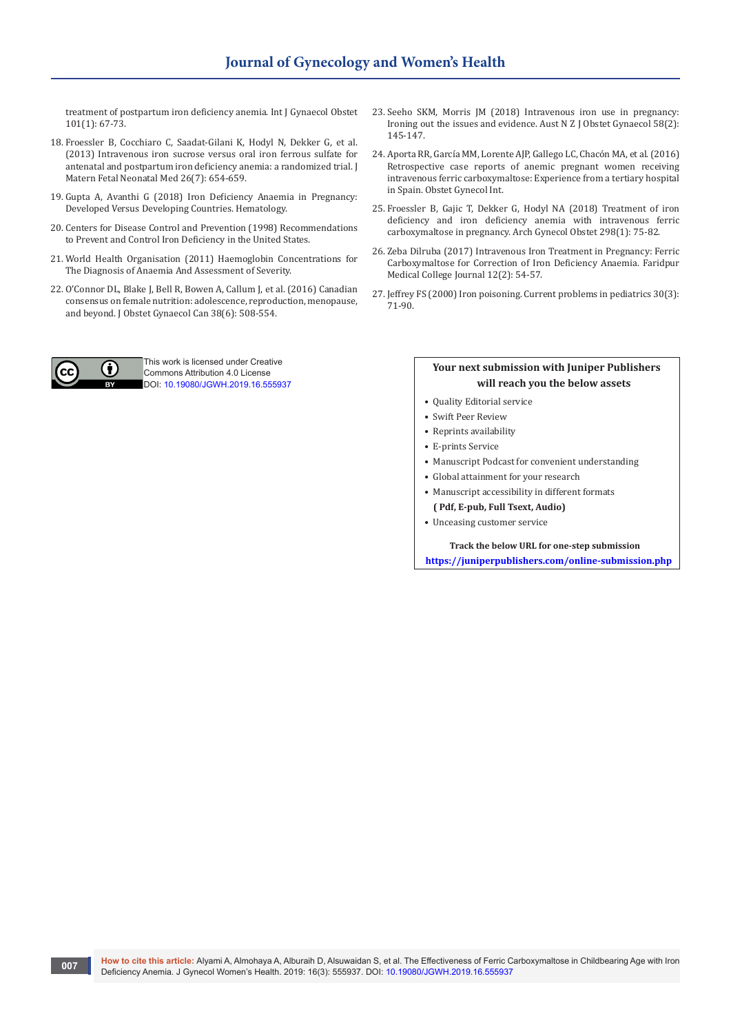treatment of postpartum iron deficiency anemia. Int J Gynaecol Obstet 101(1): 67-73.

18. Froessler B, Cocchiaro C, Saadat-Gilani K, Hodyl N, Dekker G, et al. (2013) Intravenous iron sucrose versus oral iron ferrous sulfate for antenatal and postpartum iron deficiency anemia: a randomized trial. J Matern Fetal Neonatal Med 26(7): 654-659.
19. Gupta A, Avanthi G (2018) Iron Deficiency Anaemia in Pregnancy: Developed Versus Developing Countries. Hematology.
20. Centers for Disease Control and Prevention (1998) Recommendations to Prevent and Control Iron Deficiency in the United States.
21. World Health Organisation (2011) Haemoglobin Concentrations for The Diagnosis of Anaemia And Assessment of Severity.
22. O'Connor DL, Blake J, Bell R, Bowen A, Callum J, et al. (2016) Canadian consensus on female nutrition: adolescence, reproduction, menopause, and beyond. J Obstet Gynaecol Can 38(6): 508-554.
23. Seeho SKM, Morris JM (2018) Intravenous iron use in pregnancy: Ironing out the issues and evidence. Aust N Z J Obstet Gynaecol 58(2): 145-147.
24. Aporta RR, García MM, Lorente AJP, Gallego LC, Chacón MA, et al. (2016) Retrospective case reports of anemic pregnant women receiving intravenous ferric carboxymaltose: Experience from a tertiary hospital in Spain. Obstet Gynecol Int.
25. Froessler B, Gajic T, Dekker G, Hodyl NA (2018) Treatment of iron deficiency and iron deficiency anemia with intravenous ferric carboxymaltose in pregnancy. Arch Gynecol Obstet 298(1): 75-82.
26. Zeba Dilruba (2017) Intravenous Iron Treatment in Pregnancy: Ferric Carboxymaltose for Correction of Iron Deficiency Anaemia. Faridpur Medical College Journal 12(2): 54-57.
27. Jeffrey FS (2000) Iron poisoning. Current problems in pediatrics 30(3): 71-90.

This work is licensed under Creative Commons Attribution 4.0 License
DOI: 10.19080/JGWH.2019.16.555937

**Your next submission with Juniper Publishers will reach you the below assets**

- Quality Editorial service
- Swift Peer Review
- Reprints availability
- E-prints Service
- Manuscript Podcast for convenient understanding
- Global attainment for your research
- Manuscript accessibility in different formats
  **( Pdf, E-pub, Full Tsext, Audio)**
- Unceasing customer service

**Track the below URL for one-step submission**
**https://juniperpublishers.com/online-submission.php**

**How to cite this article:** Alyami A, Almohaya A, Alburaih D, Alsuwaidan S, et al. The Effectiveness of Ferric Carboxymaltose in Childbearing Age with Iron Deficiency Anemia. J Gynecol Women's Health. 2019: 16(3): 555937. DOI: 10.19080/JGWH.2019.16.555937